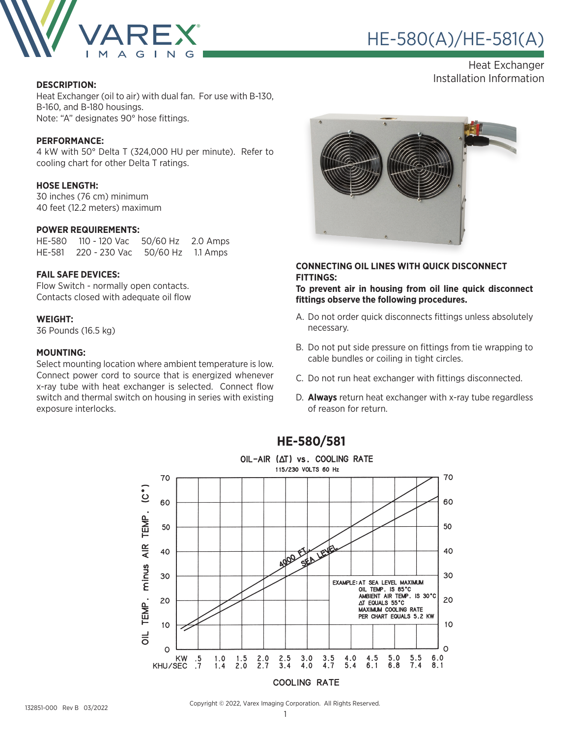# HE-580(A)/HE-581(A)

Heat Exchanger
Installation Information

**DESCRIPTION:**
Heat Exchanger (oil to air) with dual fan. For use with B-130, B-160, and B-180 housings.
Note: "A" designates 90° hose fittings.

**PERFORMANCE:**
4 kW with 50° Delta T (324,000 HU per minute). Refer to cooling chart for other Delta T ratings.

**HOSE LENGTH:**
30 inches (76 cm) minimum
40 feet (12.2 meters) maximum

**POWER REQUIREMENTS:**

| | | | |
|---|---|---|---|
| HE-580 | 110 - 120 Vac | 50/60 Hz | 2.0 Amps |
| HE-581 | 220 - 230 Vac | 50/60 Hz | 1.1 Amps |

**FAIL SAFE DEVICES:**
Flow Switch - normally open contacts.
Contacts closed with adequate oil flow

**WEIGHT:**
36 Pounds (16.5 kg)

**MOUNTING:**
Select mounting location where ambient temperature is low. Connect power cord to source that is energized whenever x-ray tube with heat exchanger is selected. Connect flow switch and thermal switch on housing in series with existing exposure interlocks.

**CONNECTING OIL LINES WITH QUICK DISCONNECT FITTINGS:**
**To prevent air in housing from oil line quick disconnect fittings observe the following procedures.**

A. Do not order quick disconnects fittings unless absolutely necessary.

B. Do not put side pressure on fittings from tie wrapping to cable bundles or coiling in tight circles.

C. Do not run heat exchanger with fittings disconnected.

D. **Always** return heat exchanger with x-ray tube regardless of reason for return.

## HE-580/581

OIL-AIR (ΔT) vs. COOLING RATE
115/230 VOLTS 60 Hz

OIL TEMP. minus AIR TEMP. (C°): 0, 10, 20, 30, 40, 50, 60, 70

Curves: 4000 FT., SEA LEVEL

EXAMPLE: AT SEA LEVEL MAXIMUM OIL TEMP. IS 85°C AMBIENT AIR TEMP. IS 30°C ΔT EQUALS 55°C MAXIMUM COOLING RATE PER CHART EQUALS 5.2 KW

| KW | .5 | 1.0 | 1.5 | 2.0 | 2.5 | 3.0 | 3.5 | 4.0 | 4.5 | 5.0 | 5.5 | 6.0 |
|---|---|---|---|---|---|---|---|---|---|---|---|---|
| KHU/SEC | .7 | 1.4 | 2.0 | 2.7 | 3.4 | 4.0 | 4.7 | 5.4 | 6.1 | 6.8 | 7.4 | 8.1 |

COOLING RATE

132851-000 Rev B 03/2022

Copyright © 2022, Varex Imaging Corporation. All Rights Reserved.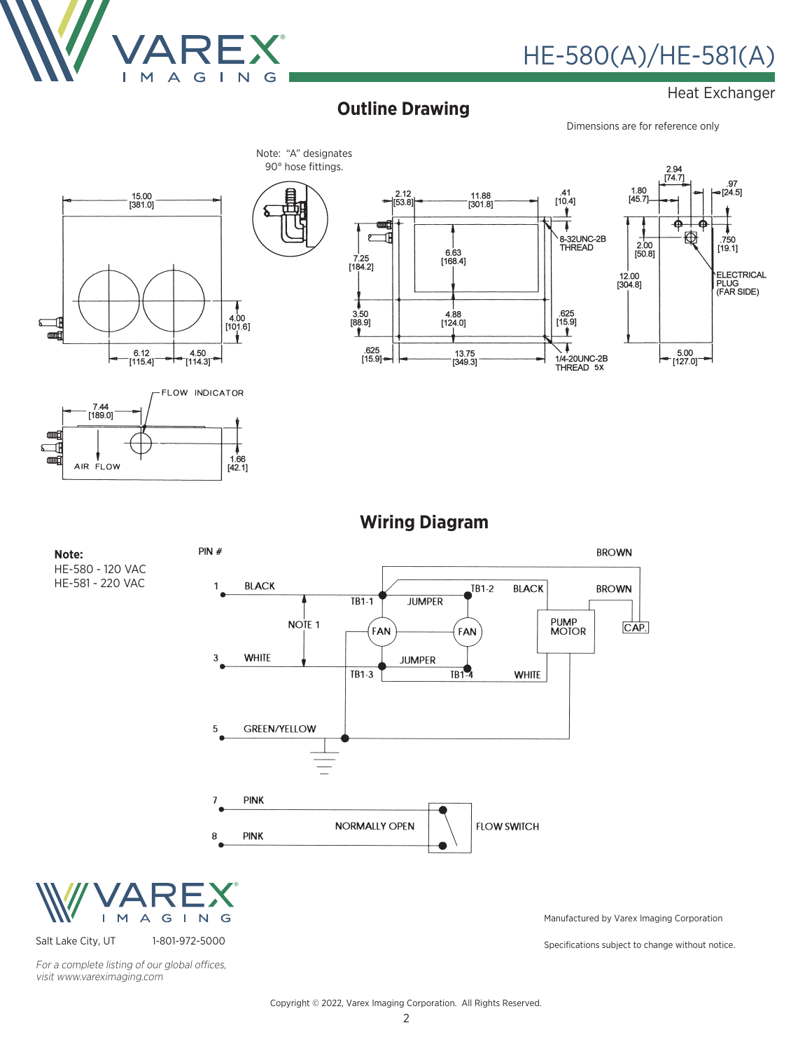## Outline Drawing

Dimensions are for reference only

Note: "A" designates 90° hose fittings.

15.00
[381.0]

4.00
[101.6]

6.12
[115.4]

4.50
[114.3]

2.12
[53.8]

11.88
[301.8]

.41
[10.4]

8-32UNC-2B
THREAD

7.25
[184.2]

6.63
[168.4]

3.50
[88.9]

4.88
[124.0]

.625
[15.9]

.625
[15.9]

13.75
[349.3]

1/4-20UNC-2B
THREAD 5X

2.94
[74.7]

1.80
[45.7]

.97
[24.5]

2.00
[50.8]

.750
[19.1]

12.00
[304.8]

ELECTRICAL
PLUG
(FAR SIDE)

5.00
[127.0]

FLOW INDICATOR

7.44
[189.0]

AIR FLOW

1.66
[42.1]

## Wiring Diagram

**Note:**
HE-580 - 120 VAC
HE-581 - 220 VAC

PIN #

1 BLACK

3 WHITE

5 GREEN/YELLOW

7 PINK

8 PINK

NOTE 1

TB1-1

TB1-2

TB1-3

TB1-4

JUMPER

JUMPER

FAN

FAN

BLACK

WHITE

BROWN

BROWN

PUMP MOTOR

CAP.

NORMALLY OPEN

FLOW SWITCH

Salt Lake City, UT 1-801-972-5000

*For a complete listing of our global offices, visit www.vareximaging.com*

Manufactured by Varex Imaging Corporation

Specifications subject to change without notice.

Copyright © 2022, Varex Imaging Corporation. All Rights Reserved.